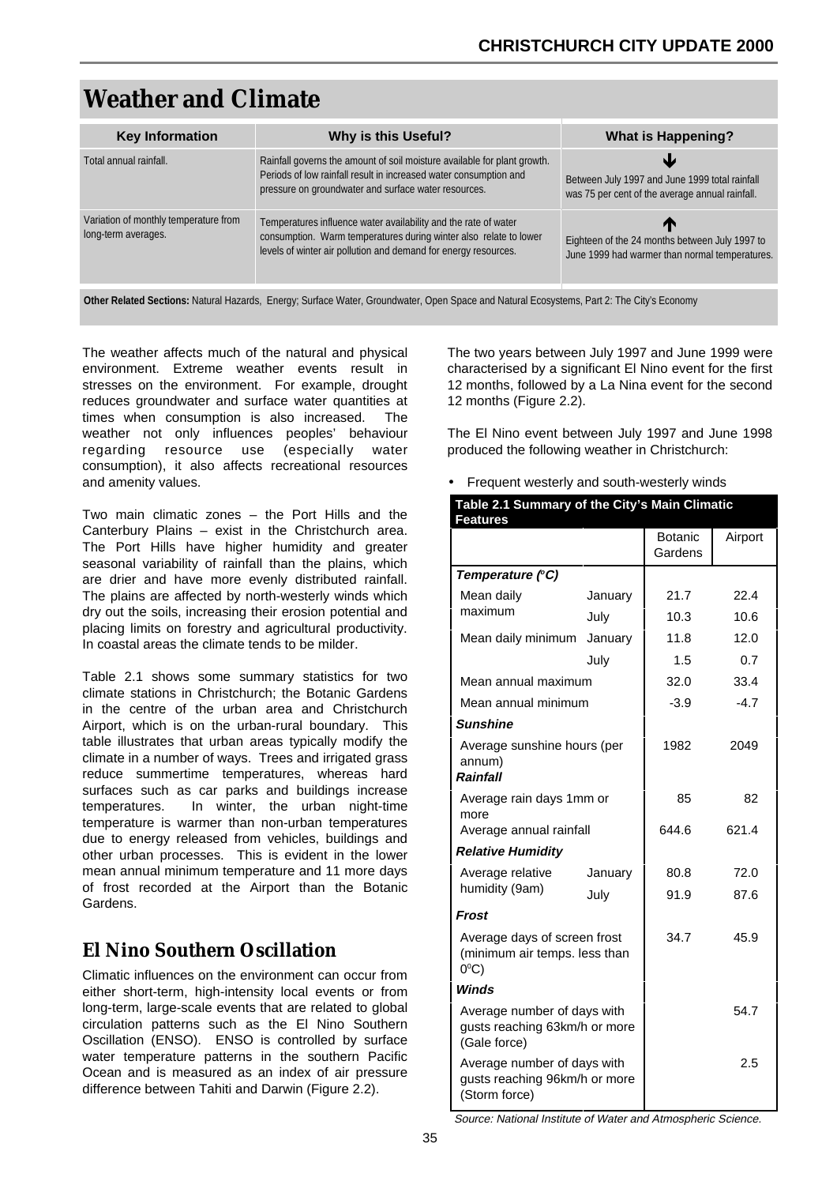# Weather and Climate

| Key Information | Why is this Useful? | What is Happening? |
| --- | --- | --- |
| Total annual rainfall. | Rainfall governs the amount of soil moisture available for plant growth. Periods of low rainfall result in increased water consumption and pressure on groundwater and surface water resources. | ↓ Between July 1997 and June 1999 total rainfall was 75 per cent of the average annual rainfall. |
| Variation of monthly temperature from long-term averages. | Temperatures influence water availability and the rate of water consumption. Warm temperatures during winter also relate to lower levels of winter air pollution and demand for energy resources. | ↑ Eighteen of the 24 months between July 1997 to June 1999 had warmer than normal temperatures. |

**Other Related Sections:** Natural Hazards, Energy; Surface Water, Groundwater, Open Space and Natural Ecosystems, Part 2: The City's Economy

The weather affects much of the natural and physical environment. Extreme weather events result in stresses on the environment. For example, drought reduces groundwater and surface water quantities at times when consumption is also increased. The weather not only influences peoples' behaviour regarding resource use (especially water consumption), it also affects recreational resources and amenity values.

Two main climatic zones – the Port Hills and the Canterbury Plains – exist in the Christchurch area. The Port Hills have higher humidity and greater seasonal variability of rainfall than the plains, which are drier and have more evenly distributed rainfall. The plains are affected by north-westerly winds which dry out the soils, increasing their erosion potential and placing limits on forestry and agricultural productivity. In coastal areas the climate tends to be milder.

Table 2.1 shows some summary statistics for two climate stations in Christchurch; the Botanic Gardens in the centre of the urban area and Christchurch Airport, which is on the urban-rural boundary. This table illustrates that urban areas typically modify the climate in a number of ways. Trees and irrigated grass reduce summertime temperatures, whereas hard surfaces such as car parks and buildings increase temperatures. In winter, the urban night-time temperature is warmer than non-urban temperatures due to energy released from vehicles, buildings and other urban processes. This is evident in the lower mean annual minimum temperature and 11 more days of frost recorded at the Airport than the Botanic Gardens.

## El Nino Southern Oscillation

Climatic influences on the environment can occur from either short-term, high-intensity local events or from long-term, large-scale events that are related to global circulation patterns such as the El Nino Southern Oscillation (ENSO). ENSO is controlled by surface water temperature patterns in the southern Pacific Ocean and is measured as an index of air pressure difference between Tahiti and Darwin (Figure 2.2).

The two years between July 1997 and June 1999 were characterised by a significant El Nino event for the first 12 months, followed by a La Nina event for the second 12 months (Figure 2.2).

The El Nino event between July 1997 and June 1998 produced the following weather in Christchurch:

- Frequent westerly and south-westerly winds

**Table 2.1 Summary of the City's Main Climatic Features**

| | | Botanic Gardens | Airport |
| --- | --- | --- | --- |
| ***Temperature (°C)*** | | | |
| Mean daily maximum | January | 21.7 | 22.4 |
| | July | 10.3 | 10.6 |
| Mean daily minimum | January | 11.8 | 12.0 |
| | July | 1.5 | 0.7 |
| Mean annual maximum | | 32.0 | 33.4 |
| Mean annual minimum | | -3.9 | -4.7 |
| ***Sunshine*** | | | |
| Average sunshine hours (per annum) | | 1982 | 2049 |
| ***Rainfall*** | | | |
| Average rain days 1mm or more | | 85 | 82 |
| Average annual rainfall | | 644.6 | 621.4 |
| ***Relative Humidity*** | | | |
| Average relative humidity (9am) | January | 80.8 | 72.0 |
| | July | 91.9 | 87.6 |
| ***Frost*** | | | |
| Average days of screen frost (minimum air temps. less than 0°C) | | 34.7 | 45.9 |
| ***Winds*** | | | |
| Average number of days with gusts reaching 63km/h or more (Gale force) | | | 54.7 |
| Average number of days with gusts reaching 96km/h or more (Storm force) | | | 2.5 |

*Source: National Institute of Water and Atmospheric Science.*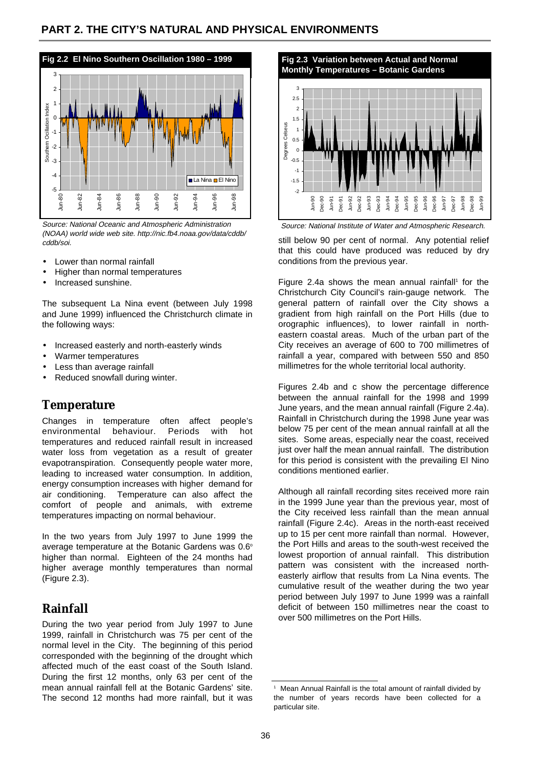## PART 2. THE CITY'S NATURAL AND PHYSICAL ENVIRONMENTS

**Fig 2.2 El Nino Southern Oscillation 1980 – 1999**

*Source: National Oceanic and Atmospheric Administration (NOAA) world wide web site. http://nic.fb4.noaa.gov/data/cddb/cddb/soi.*

- Lower than normal rainfall
- Higher than normal temperatures
- Increased sunshine.

The subsequent La Nina event (between July 1998 and June 1999) influenced the Christchurch climate in the following ways:

- Increased easterly and north-easterly winds
- Warmer temperatures
- Less than average rainfall
- Reduced snowfall during winter.

## Temperature

Changes in temperature often affect people's environmental behaviour. Periods with hot temperatures and reduced rainfall result in increased water loss from vegetation as a result of greater evapotranspiration. Consequently people water more, leading to increased water consumption. In addition, energy consumption increases with higher demand for air conditioning. Temperature can also affect the comfort of people and animals, with extreme temperatures impacting on normal behaviour.

In the two years from July 1997 to June 1999 the average temperature at the Botanic Gardens was 0.6° higher than normal. Eighteen of the 24 months had higher average monthly temperatures than normal (Figure 2.3).

## Rainfall

During the two year period from July 1997 to June 1999, rainfall in Christchurch was 75 per cent of the normal level in the City. The beginning of this period corresponded with the beginning of the drought which affected much of the east coast of the South Island. During the first 12 months, only 63 per cent of the mean annual rainfall fell at the Botanic Gardens' site. The second 12 months had more rainfall, but it was still below 90 per cent of normal. Any potential relief that this could have produced was reduced by dry conditions from the previous year.

**Fig 2.3 Variation between Actual and Normal Monthly Temperatures – Botanic Gardens**

*Source: National Institute of Water and Atmospheric Research.*

Figure 2.4a shows the mean annual rainfall[1] for the Christchurch City Council's rain-gauge network. The general pattern of rainfall over the City shows a gradient from high rainfall on the Port Hills (due to orographic influences), to lower rainfall in north-eastern coastal areas. Much of the urban part of the City receives an average of 600 to 700 millimetres of rainfall a year, compared with between 550 and 850 millimetres for the whole territorial local authority.

Figures 2.4b and c show the percentage difference between the annual rainfall for the 1998 and 1999 June years, and the mean annual rainfall (Figure 2.4a). Rainfall in Christchurch during the 1998 June year was below 75 per cent of the mean annual rainfall at all the sites. Some areas, especially near the coast, received just over half the mean annual rainfall. The distribution for this period is consistent with the prevailing El Nino conditions mentioned earlier.

Although all rainfall recording sites received more rain in the 1999 June year than the previous year, most of the City received less rainfall than the mean annual rainfall (Figure 2.4c). Areas in the north-east received up to 15 per cent more rainfall than normal. However, the Port Hills and areas to the south-west received the lowest proportion of annual rainfall. This distribution pattern was consistent with the increased north-easterly airflow that results from La Nina events. The cumulative result of the weather during the two year period between July 1997 to June 1999 was a rainfall deficit of between 150 millimetres near the coast to over 500 millimetres on the Port Hills.

[1] Mean Annual Rainfall is the total amount of rainfall divided by the number of years records have been collected for a particular site.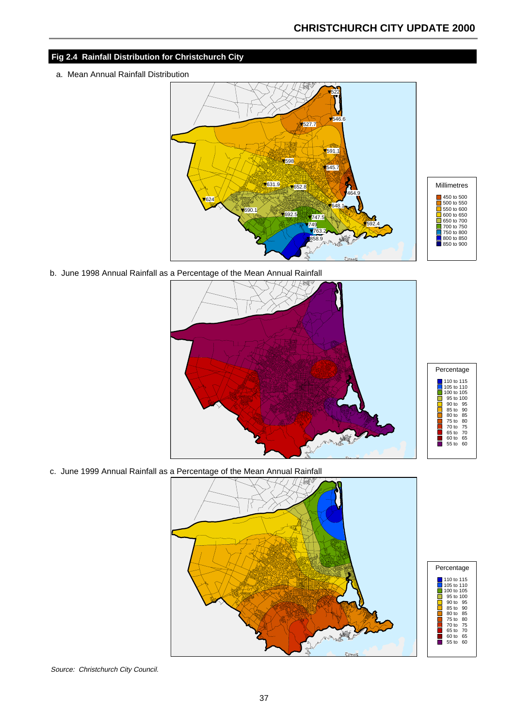## Fig 2.4 Rainfall Distribution for Christchurch City

a. Mean Annual Rainfall Distribution

522
546.6
527.7
591.1
598
545.7
631.9
652.8
464.9
624
648.1
690.1
692.5
747.5
592.4
749
763.2
858.9

Millimetres
450 to 500
500 to 550
550 to 600
600 to 650
650 to 700
700 to 750
750 to 800
800 to 850
850 to 900

b. June 1998 Annual Rainfall as a Percentage of the Mean Annual Rainfall

Percentage
110 to 115
105 to 110
100 to 105
95 to 100
90 to 95
85 to 90
80 to 85
75 to 80
70 to 75
65 to 70
60 to 65
55 to 60

c. June 1999 Annual Rainfall as a Percentage of the Mean Annual Rainfall

Percentage
110 to 115
105 to 110
100 to 105
95 to 100
90 to 95
85 to 90
80 to 85
75 to 80
70 to 75
65 to 70
60 to 65
55 to 60

*Source: Christchurch City Council.*